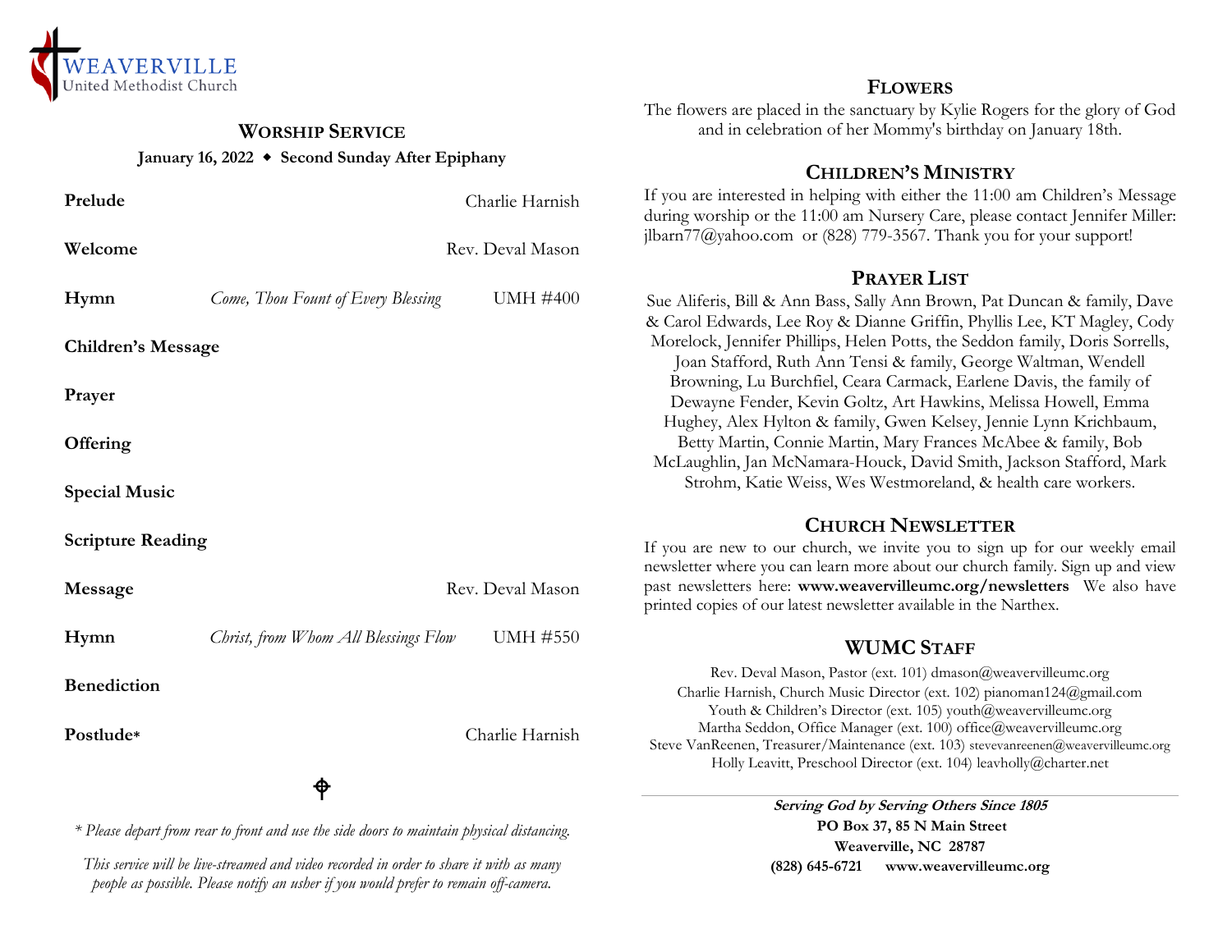WEAVERVILLE
United Methodist Church

## Worship Service

**January 16, 2022 ◆ Second Sunday After Epiphany**

| | | |
|---|---|---|
| **Prelude** | | Charlie Harnish |
| **Welcome** | | Rev. Deval Mason |
| **Hymn** | *Come, Thou Fount of Every Blessing* | UMH #400 |
| **Children's Message** | | |
| **Prayer** | | |
| **Offering** | | |
| **Special Music** | | |
| **Scripture Reading** | | |
| **Message** | | Rev. Deval Mason |
| **Hymn** | *Christ, from Whom All Blessings Flow* | UMH #550 |
| **Benediction** | | |
| **Postlude*** | | Charlie Harnish |

⌖

*\* Please depart from rear to front and use the side doors to maintain physical distancing.*

*This service will be live-streamed and video recorded in order to share it with as many people as possible. Please notify an usher if you would prefer to remain off-camera.*

## Flowers

The flowers are placed in the sanctuary by Kylie Rogers for the glory of God and in celebration of her Mommy's birthday on January 18th.

## Children's Ministry

If you are interested in helping with either the 11:00 am Children's Message during worship or the 11:00 am Nursery Care, please contact Jennifer Miller: jlbarn77@yahoo.com or (828) 779-3567. Thank you for your support!

## Prayer List

Sue Aliferis, Bill & Ann Bass, Sally Ann Brown, Pat Duncan & family, Dave & Carol Edwards, Lee Roy & Dianne Griffin, Phyllis Lee, KT Magley, Cody Morelock, Jennifer Phillips, Helen Potts, the Seddon family, Doris Sorrells, Joan Stafford, Ruth Ann Tensi & family, George Waltman, Wendell Browning, Lu Burchfiel, Ceara Carmack, Earlene Davis, the family of Dewayne Fender, Kevin Goltz, Art Hawkins, Melissa Howell, Emma Hughey, Alex Hylton & family, Gwen Kelsey, Jennie Lynn Krichbaum, Betty Martin, Connie Martin, Mary Frances McAbee & family, Bob McLaughlin, Jan McNamara-Houck, David Smith, Jackson Stafford, Mark Strohm, Katie Weiss, Wes Westmoreland, & health care workers.

## Church Newsletter

If you are new to our church, we invite you to sign up for our weekly email newsletter where you can learn more about our church family. Sign up and view past newsletters here: **www.weavervilleumc.org/newsletters** We also have printed copies of our latest newsletter available in the Narthex.

## WUMC Staff

Rev. Deval Mason, Pastor (ext. 101) dmason@weavervilleumc.org
Charlie Harnish, Church Music Director (ext. 102) pianoman124@gmail.com
Youth & Children's Director (ext. 105) youth@weavervilleumc.org
Martha Seddon, Office Manager (ext. 100) office@weavervilleumc.org
Steve VanReenen, Treasurer/Maintenance (ext. 103) stevevanreenen@weavervilleumc.org
Holly Leavitt, Preschool Director (ext. 104) leavholly@charter.net

***Serving God by Serving Others Since 1805***
**PO Box 37, 85 N Main Street**
**Weaverville, NC 28787**
**(828) 645-6721 www.weavervilleumc.org**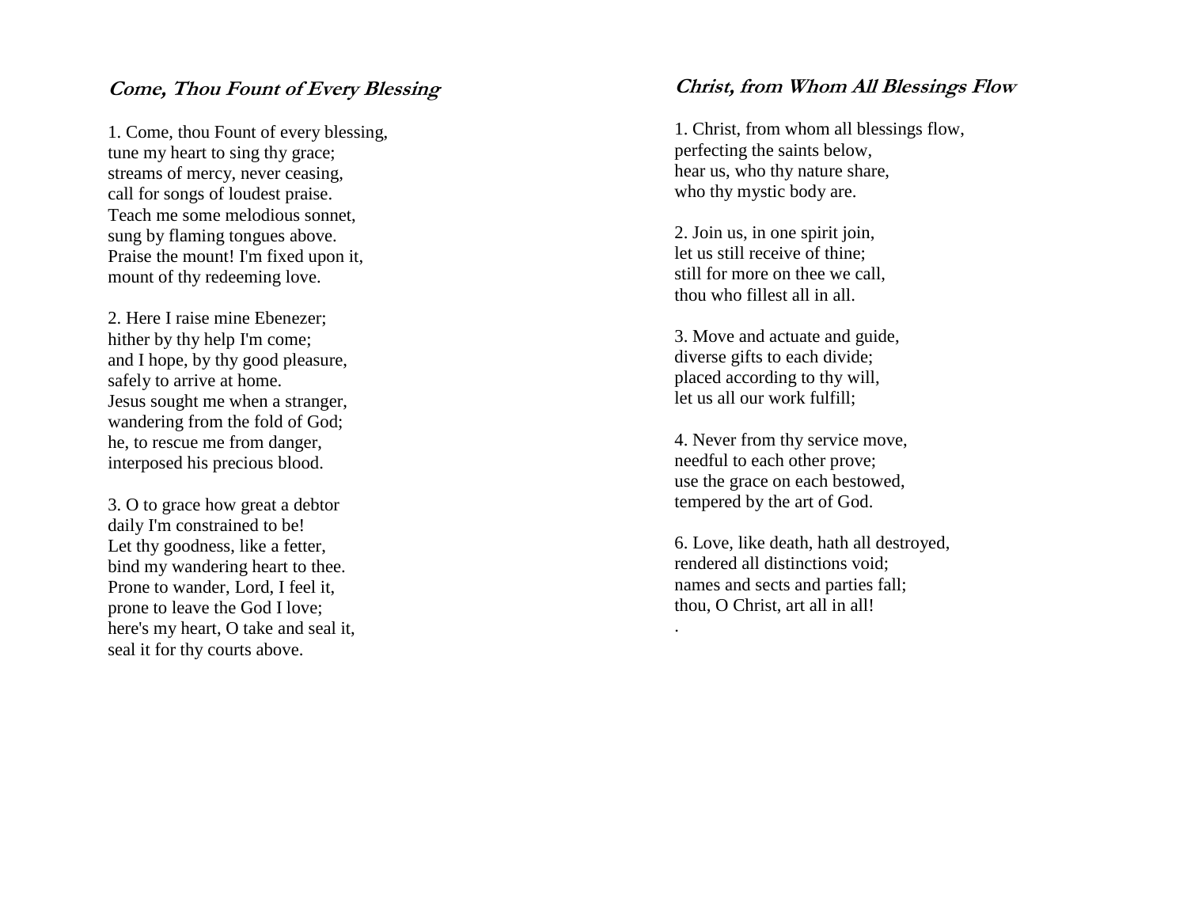### *Come, Thou Fount of Every Blessing*

1. Come, thou Fount of every blessing,
tune my heart to sing thy grace;
streams of mercy, never ceasing,
call for songs of loudest praise.
Teach me some melodious sonnet,
sung by flaming tongues above.
Praise the mount! I'm fixed upon it,
mount of thy redeeming love.

2. Here I raise mine Ebenezer;
hither by thy help I'm come;
and I hope, by thy good pleasure,
safely to arrive at home.
Jesus sought me when a stranger,
wandering from the fold of God;
he, to rescue me from danger,
interposed his precious blood.

3. O to grace how great a debtor
daily I'm constrained to be!
Let thy goodness, like a fetter,
bind my wandering heart to thee.
Prone to wander, Lord, I feel it,
prone to leave the God I love;
here's my heart, O take and seal it,
seal it for thy courts above.

### *Christ, from Whom All Blessings Flow*

1. Christ, from whom all blessings flow,
perfecting the saints below,
hear us, who thy nature share,
who thy mystic body are.

2. Join us, in one spirit join,
let us still receive of thine;
still for more on thee we call,
thou who fillest all in all.

3. Move and actuate and guide,
diverse gifts to each divide;
placed according to thy will,
let us all our work fulfill;

4. Never from thy service move,
needful to each other prove;
use the grace on each bestowed,
tempered by the art of God.

6. Love, like death, hath all destroyed,
rendered all distinctions void;
names and sects and parties fall;
thou, O Christ, art all in all!
.